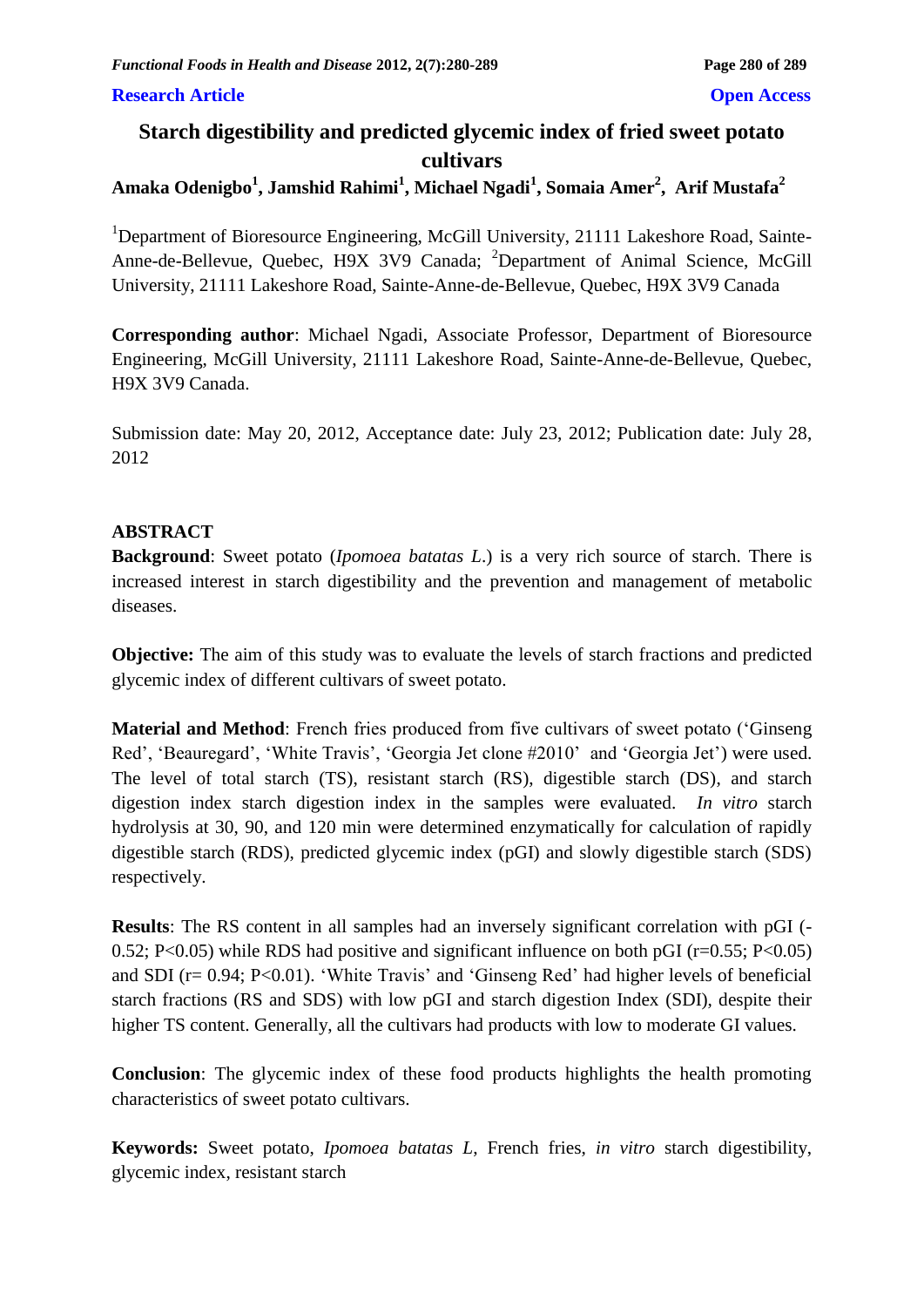**Research Article** **Open Access**

# Starch digestibility and predicted glycemic index of fried sweet potato cultivars

**Amaka Odenigbo[1], Jamshid Rahimi[1], Michael Ngadi[1], Somaia Amer[2], Arif Mustafa[2]**

[1]Department of Bioresource Engineering, McGill University, 21111 Lakeshore Road, Sainte-Anne-de-Bellevue, Quebec, H9X 3V9 Canada; [2]Department of Animal Science, McGill University, 21111 Lakeshore Road, Sainte-Anne-de-Bellevue, Quebec, H9X 3V9 Canada

**Corresponding author**: Michael Ngadi, Associate Professor, Department of Bioresource Engineering, McGill University, 21111 Lakeshore Road, Sainte-Anne-de-Bellevue, Quebec, H9X 3V9 Canada.

Submission date: May 20, 2012, Acceptance date: July 23, 2012; Publication date: July 28, 2012

## ABSTRACT

**Background**: Sweet potato (*Ipomoea batatas L*.) is a very rich source of starch. There is increased interest in starch digestibility and the prevention and management of metabolic diseases.

**Objective:** The aim of this study was to evaluate the levels of starch fractions and predicted glycemic index of different cultivars of sweet potato.

**Material and Method**: French fries produced from five cultivars of sweet potato ('Ginseng Red', 'Beauregard', 'White Travis', 'Georgia Jet clone #2010' and 'Georgia Jet') were used. The level of total starch (TS), resistant starch (RS), digestible starch (DS), and starch digestion index starch digestion index in the samples were evaluated. *In vitro* starch hydrolysis at 30, 90, and 120 min were determined enzymatically for calculation of rapidly digestible starch (RDS), predicted glycemic index (pGI) and slowly digestible starch (SDS) respectively.

**Results**: The RS content in all samples had an inversely significant correlation with pGI (-0.52; $P<0.05$) while RDS had positive and significant influence on both pGI ($r=0.55$; $P<0.05$) and SDI ($r= 0.94$; $P<0.01$). 'White Travis' and 'Ginseng Red' had higher levels of beneficial starch fractions (RS and SDS) with low pGI and starch digestion Index (SDI), despite their higher TS content. Generally, all the cultivars had products with low to moderate GI values.

**Conclusion**: The glycemic index of these food products highlights the health promoting characteristics of sweet potato cultivars.

**Keywords:** Sweet potato, *Ipomoea batatas L*, French fries, *in vitro* starch digestibility, glycemic index, resistant starch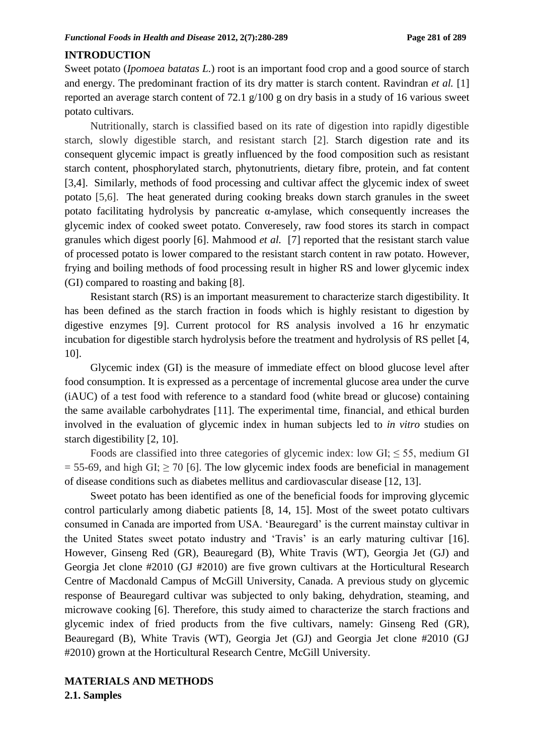## INTRODUCTION

Sweet potato (*Ipomoea batatas L.*) root is an important food crop and a good source of starch and energy. The predominant fraction of its dry matter is starch content. Ravindran *et al.* [1] reported an average starch content of 72.1 g/100 g on dry basis in a study of 16 various sweet potato cultivars.

Nutritionally, starch is classified based on its rate of digestion into rapidly digestible starch, slowly digestible starch, and resistant starch [2]. Starch digestion rate and its consequent glycemic impact is greatly influenced by the food composition such as resistant starch content, phosphorylated starch, phytonutrients, dietary fibre, protein, and fat content [3,4]. Similarly, methods of food processing and cultivar affect the glycemic index of sweet potato [5,6]. The heat generated during cooking breaks down starch granules in the sweet potato facilitating hydrolysis by pancreatic α-amylase, which consequently increases the glycemic index of cooked sweet potato. Converesely, raw food stores its starch in compact granules which digest poorly [6]. Mahmood *et al.* [7] reported that the resistant starch value of processed potato is lower compared to the resistant starch content in raw potato. However, frying and boiling methods of food processing result in higher RS and lower glycemic index (GI) compared to roasting and baking [8].

Resistant starch (RS) is an important measurement to characterize starch digestibility. It has been defined as the starch fraction in foods which is highly resistant to digestion by digestive enzymes [9]. Current protocol for RS analysis involved a 16 hr enzymatic incubation for digestible starch hydrolysis before the treatment and hydrolysis of RS pellet [4, 10].

Glycemic index (GI) is the measure of immediate effect on blood glucose level after food consumption. It is expressed as a percentage of incremental glucose area under the curve (iAUC) of a test food with reference to a standard food (white bread or glucose) containing the same available carbohydrates [11]. The experimental time, financial, and ethical burden involved in the evaluation of glycemic index in human subjects led to *in vitro* studies on starch digestibility [2, 10].

Foods are classified into three categories of glycemic index: low GI; ≤ 55, medium GI = 55-69, and high GI; ≥ 70 [6]. The low glycemic index foods are beneficial in management of disease conditions such as diabetes mellitus and cardiovascular disease [12, 13].

Sweet potato has been identified as one of the beneficial foods for improving glycemic control particularly among diabetic patients [8, 14, 15]. Most of the sweet potato cultivars consumed in Canada are imported from USA. 'Beauregard' is the current mainstay cultivar in the United States sweet potato industry and 'Travis' is an early maturing cultivar [16]. However, Ginseng Red (GR), Beauregard (B), White Travis (WT), Georgia Jet (GJ) and Georgia Jet clone #2010 (GJ #2010) are five grown cultivars at the Horticultural Research Centre of Macdonald Campus of McGill University, Canada. A previous study on glycemic response of Beauregard cultivar was subjected to only baking, dehydration, steaming, and microwave cooking [6]. Therefore, this study aimed to characterize the starch fractions and glycemic index of fried products from the five cultivars, namely: Ginseng Red (GR), Beauregard (B), White Travis (WT), Georgia Jet (GJ) and Georgia Jet clone #2010 (GJ #2010) grown at the Horticultural Research Centre, McGill University.

## MATERIALS AND METHODS

### 2.1. Samples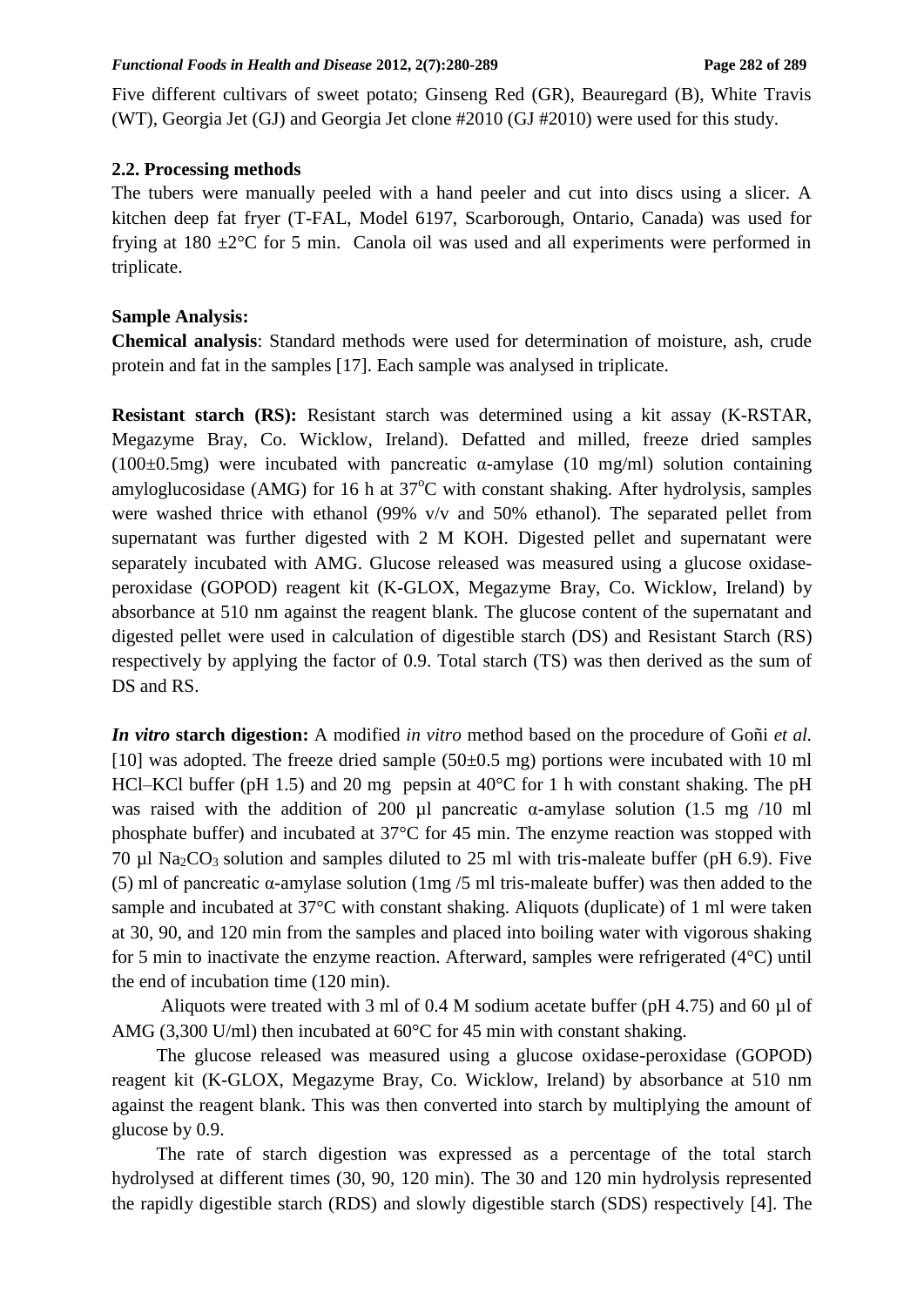Five different cultivars of sweet potato; Ginseng Red (GR), Beauregard (B), White Travis (WT), Georgia Jet (GJ) and Georgia Jet clone #2010 (GJ #2010) were used for this study.

### 2.2. Processing methods

The tubers were manually peeled with a hand peeler and cut into discs using a slicer. A kitchen deep fat fryer (T-FAL, Model 6197, Scarborough, Ontario, Canada) was used for frying at 180 ±2°C for 5 min. Canola oil was used and all experiments were performed in triplicate.

**Sample Analysis:**

**Chemical analysis**: Standard methods were used for determination of moisture, ash, crude protein and fat in the samples [17]. Each sample was analysed in triplicate.

**Resistant starch (RS):** Resistant starch was determined using a kit assay (K-RSTAR, Megazyme Bray, Co. Wicklow, Ireland). Defatted and milled, freeze dried samples (100±0.5mg) were incubated with pancreatic α-amylase (10 mg/ml) solution containing amyloglucosidase (AMG) for 16 h at 37°C with constant shaking. After hydrolysis, samples were washed thrice with ethanol (99% v/v and 50% ethanol). The separated pellet from supernatant was further digested with 2 M KOH. Digested pellet and supernatant were separately incubated with AMG. Glucose released was measured using a glucose oxidase-peroxidase (GOPOD) reagent kit (K-GLOX, Megazyme Bray, Co. Wicklow, Ireland) by absorbance at 510 nm against the reagent blank. The glucose content of the supernatant and digested pellet were used in calculation of digestible starch (DS) and Resistant Starch (RS) respectively by applying the factor of 0.9. Total starch (TS) was then derived as the sum of DS and RS.

***In vitro* starch digestion:** A modified *in vitro* method based on the procedure of Goñi *et al.* [10] was adopted. The freeze dried sample (50±0.5 mg) portions were incubated with 10 ml HCl–KCl buffer (pH 1.5) and 20 mg pepsin at 40°C for 1 h with constant shaking. The pH was raised with the addition of 200 µl pancreatic α-amylase solution (1.5 mg /10 ml phosphate buffer) and incubated at 37°C for 45 min. The enzyme reaction was stopped with 70 µl $Na_2CO_3$ solution and samples diluted to 25 ml with tris-maleate buffer (pH 6.9). Five (5) ml of pancreatic α-amylase solution (1mg /5 ml tris-maleate buffer) was then added to the sample and incubated at 37°C with constant shaking. Aliquots (duplicate) of 1 ml were taken at 30, 90, and 120 min from the samples and placed into boiling water with vigorous shaking for 5 min to inactivate the enzyme reaction. Afterward, samples were refrigerated (4°C) until the end of incubation time (120 min).

Aliquots were treated with 3 ml of 0.4 M sodium acetate buffer (pH 4.75) and 60 µl of AMG (3,300 U/ml) then incubated at 60°C for 45 min with constant shaking.

The glucose released was measured using a glucose oxidase-peroxidase (GOPOD) reagent kit (K-GLOX, Megazyme Bray, Co. Wicklow, Ireland) by absorbance at 510 nm against the reagent blank. This was then converted into starch by multiplying the amount of glucose by 0.9.

The rate of starch digestion was expressed as a percentage of the total starch hydrolysed at different times (30, 90, 120 min). The 30 and 120 min hydrolysis represented the rapidly digestible starch (RDS) and slowly digestible starch (SDS) respectively [4]. The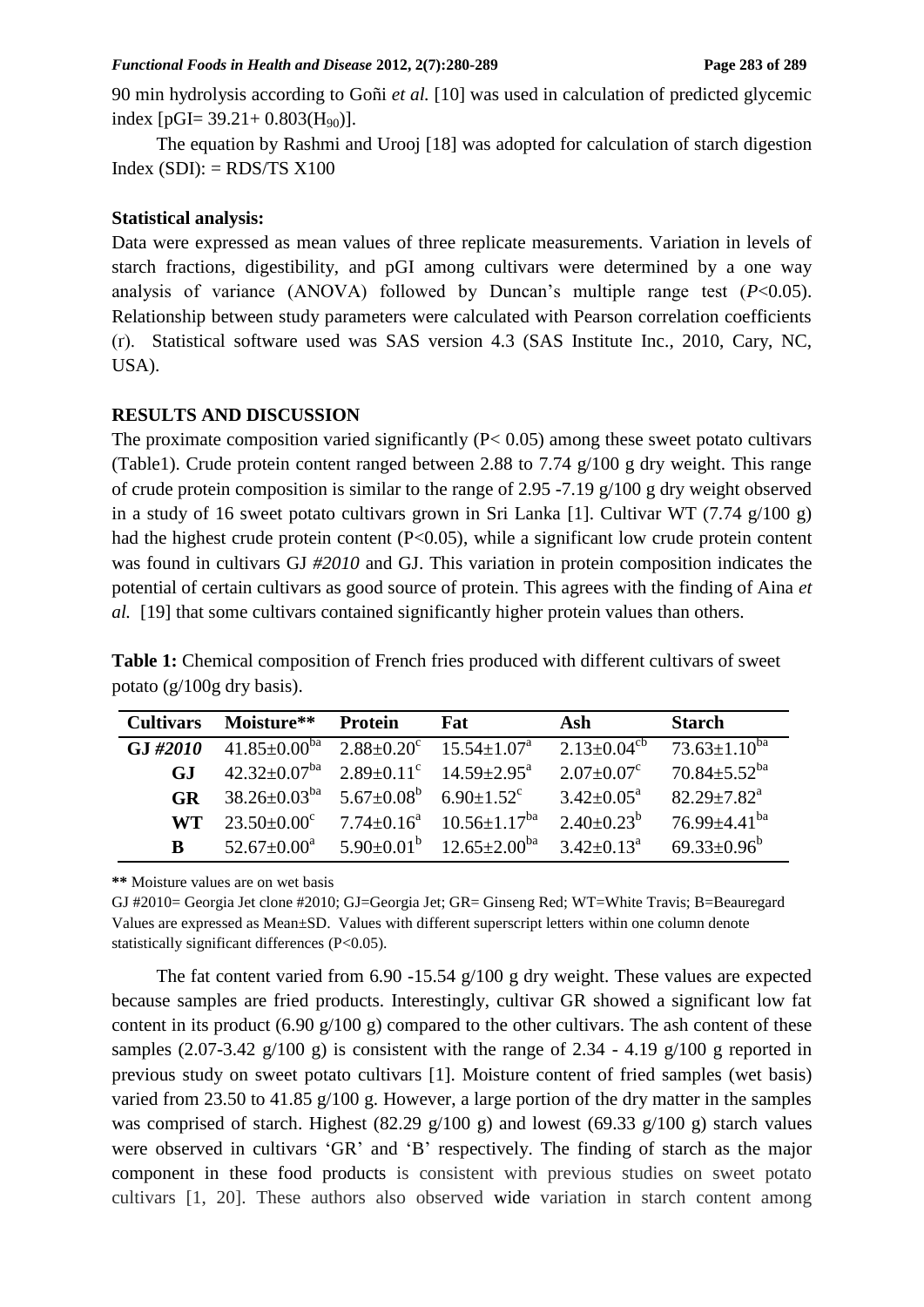90 min hydrolysis according to Goñi *et al.* [10] was used in calculation of predicted glycemic index [pGI= 39.21+ 0.803($H_{90}$)].

The equation by Rashmi and Urooj [18] was adopted for calculation of starch digestion Index (SDI): = RDS/TS X100

**Statistical analysis:**

Data were expressed as mean values of three replicate measurements. Variation in levels of starch fractions, digestibility, and pGI among cultivars were determined by a one way analysis of variance (ANOVA) followed by Duncan's multiple range test ($P$<0.05). Relationship between study parameters were calculated with Pearson correlation coefficients (r). Statistical software used was SAS version 4.3 (SAS Institute Inc., 2010, Cary, NC, USA).

**RESULTS AND DISCUSSION**

The proximate composition varied significantly (P< 0.05) among these sweet potato cultivars (Table1). Crude protein content ranged between 2.88 to 7.74 g/100 g dry weight. This range of crude protein composition is similar to the range of 2.95 -7.19 g/100 g dry weight observed in a study of 16 sweet potato cultivars grown in Sri Lanka [1]. Cultivar WT (7.74 g/100 g) had the highest crude protein content (P<0.05), while a significant low crude protein content was found in cultivars GJ *#2010* and GJ. This variation in protein composition indicates the potential of certain cultivars as good source of protein. This agrees with the finding of Aina *et al.* [19] that some cultivars contained significantly higher protein values than others.

**Table 1:** Chemical composition of French fries produced with different cultivars of sweet potato (g/100g dry basis).

| Cultivars | Moisture** | Protein | Fat | Ash | Starch |
|---|---|---|---|---|---|
| **GJ *#2010*** | $41.85\pm0.00^{ba}$ | $2.88\pm0.20^{c}$ | $15.54\pm1.07^{a}$ | $2.13\pm0.04^{cb}$ | $73.63\pm1.10^{ba}$ |
| **GJ** | $42.32\pm0.07^{ba}$ | $2.89\pm0.11^{c}$ | $14.59\pm2.95^{a}$ | $2.07\pm0.07^{c}$ | $70.84\pm5.52^{ba}$ |
| **GR** | $38.26\pm0.03^{ba}$ | $5.67\pm0.08^{b}$ | $6.90\pm1.52^{c}$ | $3.42\pm0.05^{a}$ | $82.29\pm7.82^{a}$ |
| **WT** | $23.50\pm0.00^{c}$ | $7.74\pm0.16^{a}$ | $10.56\pm1.17^{ba}$ | $2.40\pm0.23^{b}$ | $76.99\pm4.41^{ba}$ |
| **B** | $52.67\pm0.00^{a}$ | $5.90\pm0.01^{b}$ | $12.65\pm2.00^{ba}$ | $3.42\pm0.13^{a}$ | $69.33\pm0.96^{b}$ |

** Moisture values are on wet basis

GJ #2010= Georgia Jet clone #2010; GJ=Georgia Jet; GR= Ginseng Red; WT=White Travis; B=Beauregard

Values are expressed as Mean±SD. Values with different superscript letters within one column denote statistically significant differences (P<0.05).

The fat content varied from 6.90 -15.54 g/100 g dry weight. These values are expected because samples are fried products. Interestingly, cultivar GR showed a significant low fat content in its product (6.90 g/100 g) compared to the other cultivars. The ash content of these samples (2.07-3.42 g/100 g) is consistent with the range of 2.34 - 4.19 g/100 g reported in previous study on sweet potato cultivars [1]. Moisture content of fried samples (wet basis) varied from 23.50 to 41.85 g/100 g. However, a large portion of the dry matter in the samples was comprised of starch. Highest (82.29 g/100 g) and lowest (69.33 g/100 g) starch values were observed in cultivars 'GR' and 'B' respectively. The finding of starch as the major component in these food products is consistent with previous studies on sweet potato cultivars [1, 20]. These authors also observed wide variation in starch content among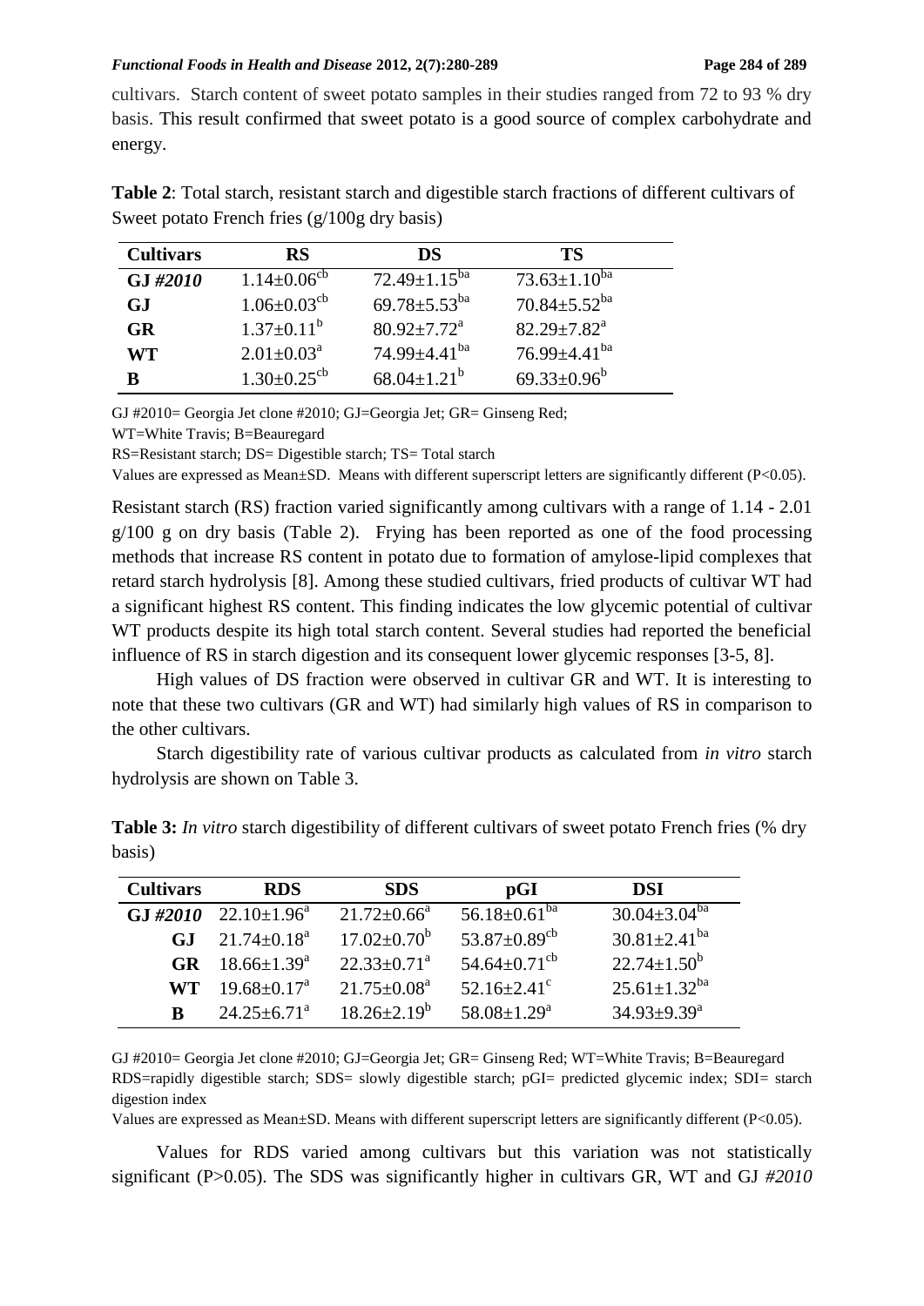cultivars. Starch content of sweet potato samples in their studies ranged from 72 to 93 % dry basis. This result confirmed that sweet potato is a good source of complex carbohydrate and energy.

**Table 2**: Total starch, resistant starch and digestible starch fractions of different cultivars of Sweet potato French fries (g/100g dry basis)

| Cultivars | RS | DS | TS |
|---|---|---|---|
| **GJ *#2010*** | $1.14 \pm 0.06^{cb}$ | $72.49 \pm 1.15^{ba}$ | $73.63 \pm 1.10^{ba}$ |
| **GJ** | $1.06 \pm 0.03^{cb}$ | $69.78 \pm 5.53^{ba}$ | $70.84 \pm 5.52^{ba}$ |
| **GR** | $1.37 \pm 0.11^{b}$ | $80.92 \pm 7.72^{a}$ | $82.29 \pm 7.82^{a}$ |
| **WT** | $2.01 \pm 0.03^{a}$ | $74.99 \pm 4.41^{ba}$ | $76.99 \pm 4.41^{ba}$ |
| **B** | $1.30 \pm 0.25^{cb}$ | $68.04 \pm 1.21^{b}$ | $69.33 \pm 0.96^{b}$ |

GJ #2010= Georgia Jet clone #2010; GJ=Georgia Jet; GR= Ginseng Red;
WT=White Travis; B=Beauregard
RS=Resistant starch; DS= Digestible starch; TS= Total starch
Values are expressed as Mean±SD. Means with different superscript letters are significantly different ($P<0.05$).

Resistant starch (RS) fraction varied significantly among cultivars with a range of 1.14 - 2.01 g/100 g on dry basis (Table 2). Frying has been reported as one of the food processing methods that increase RS content in potato due to formation of amylose-lipid complexes that retard starch hydrolysis [8]. Among these studied cultivars, fried products of cultivar WT had a significant highest RS content. This finding indicates the low glycemic potential of cultivar WT products despite its high total starch content. Several studies had reported the beneficial influence of RS in starch digestion and its consequent lower glycemic responses [3-5, 8].

High values of DS fraction were observed in cultivar GR and WT. It is interesting to note that these two cultivars (GR and WT) had similarly high values of RS in comparison to the other cultivars.

Starch digestibility rate of various cultivar products as calculated from *in vitro* starch hydrolysis are shown on Table 3.

**Table 3:** *In vitro* starch digestibility of different cultivars of sweet potato French fries (% dry basis)

| Cultivars | RDS | SDS | pGI | DSI |
|---|---|---|---|---|
| **GJ *#2010*** | $22.10 \pm 1.96^{a}$ | $21.72 \pm 0.66^{a}$ | $56.18 \pm 0.61^{ba}$ | $30.04 \pm 3.04^{ba}$ |
| **GJ** | $21.74 \pm 0.18^{a}$ | $17.02 \pm 0.70^{b}$ | $53.87 \pm 0.89^{cb}$ | $30.81 \pm 2.41^{ba}$ |
| **GR** | $18.66 \pm 1.39^{a}$ | $22.33 \pm 0.71^{a}$ | $54.64 \pm 0.71^{cb}$ | $22.74 \pm 1.50^{b}$ |
| **WT** | $19.68 \pm 0.17^{a}$ | $21.75 \pm 0.08^{a}$ | $52.16 \pm 2.41^{c}$ | $25.61 \pm 1.32^{ba}$ |
| **B** | $24.25 \pm 6.71^{a}$ | $18.26 \pm 2.19^{b}$ | $58.08 \pm 1.29^{a}$ | $34.93 \pm 9.39^{a}$ |

GJ #2010= Georgia Jet clone #2010; GJ=Georgia Jet; GR= Ginseng Red; WT=White Travis; B=Beauregard
RDS=rapidly digestible starch; SDS= slowly digestible starch; pGI= predicted glycemic index; SDI= starch digestion index
Values are expressed as Mean±SD. Means with different superscript letters are significantly different ($P<0.05$).

Values for RDS varied among cultivars but this variation was not statistically significant ($P>0.05$). The SDS was significantly higher in cultivars GR, WT and GJ *#2010*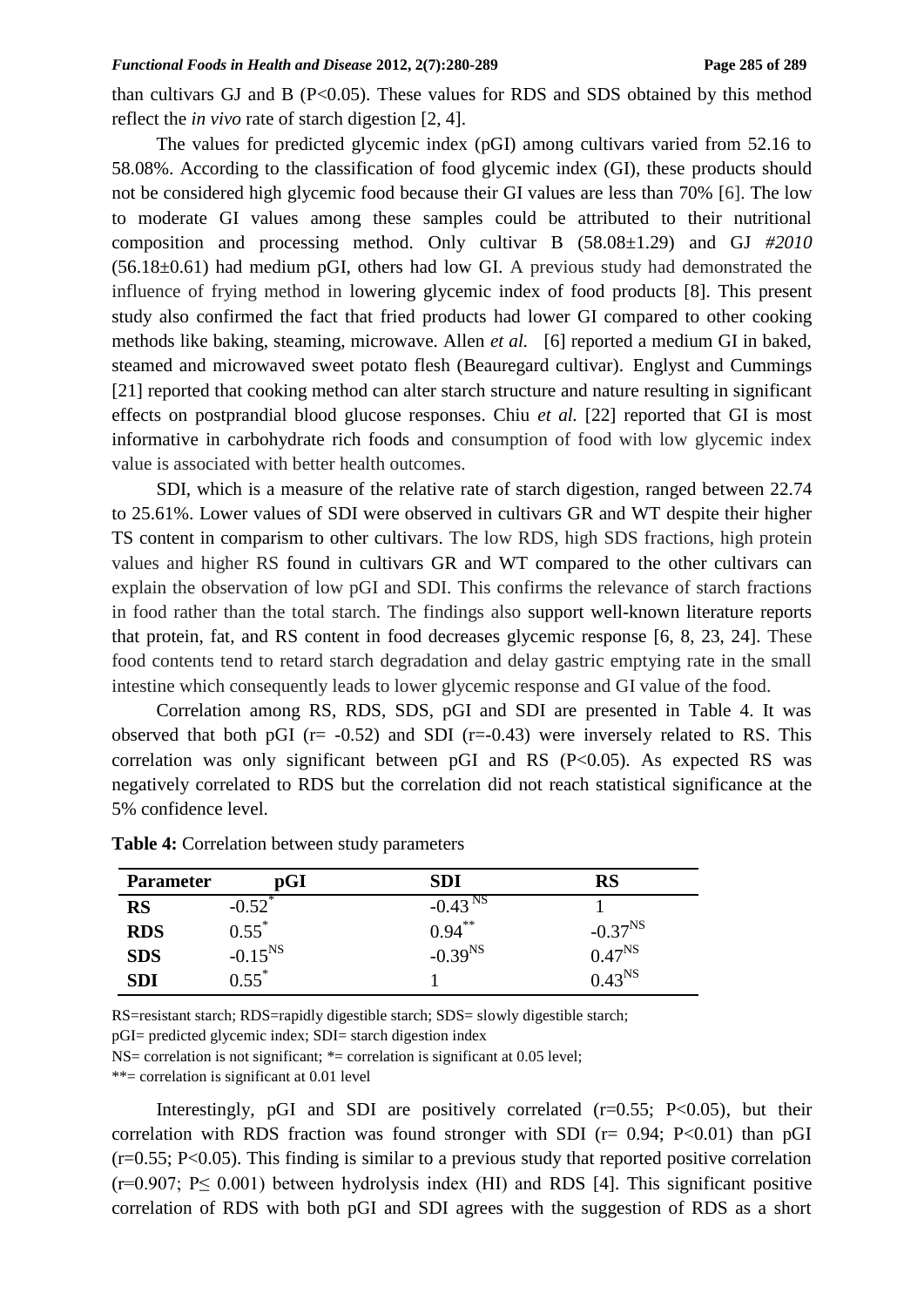than cultivars GJ and B ($P<0.05$). These values for RDS and SDS obtained by this method reflect the *in vivo* rate of starch digestion [2, 4].

The values for predicted glycemic index (pGI) among cultivars varied from 52.16 to 58.08%. According to the classification of food glycemic index (GI), these products should not be considered high glycemic food because their GI values are less than 70% [6]. The low to moderate GI values among these samples could be attributed to their nutritional composition and processing method. Only cultivar B (58.08±1.29) and GJ *#2010* (56.18±0.61) had medium pGI, others had low GI. A previous study had demonstrated the influence of frying method in lowering glycemic index of food products [8]. This present study also confirmed the fact that fried products had lower GI compared to other cooking methods like baking, steaming, microwave. Allen *et al.* [6] reported a medium GI in baked, steamed and microwaved sweet potato flesh (Beauregard cultivar). Englyst and Cummings [21] reported that cooking method can alter starch structure and nature resulting in significant effects on postprandial blood glucose responses. Chiu *et al.* [22] reported that GI is most informative in carbohydrate rich foods and consumption of food with low glycemic index value is associated with better health outcomes.

SDI, which is a measure of the relative rate of starch digestion, ranged between 22.74 to 25.61%. Lower values of SDI were observed in cultivars GR and WT despite their higher TS content in comparism to other cultivars. The low RDS, high SDS fractions, high protein values and higher RS found in cultivars GR and WT compared to the other cultivars can explain the observation of low pGI and SDI. This confirms the relevance of starch fractions in food rather than the total starch. The findings also support well-known literature reports that protein, fat, and RS content in food decreases glycemic response [6, 8, 23, 24]. These food contents tend to retard starch degradation and delay gastric emptying rate in the small intestine which consequently leads to lower glycemic response and GI value of the food.

Correlation among RS, RDS, SDS, pGI and SDI are presented in Table 4. It was observed that both pGI ($r= -0.52$) and SDI ($r=-0.43$) were inversely related to RS. This correlation was only significant between pGI and RS ($P<0.05$). As expected RS was negatively correlated to RDS but the correlation did not reach statistical significance at the 5% confidence level.

**Table 4:** Correlation between study parameters

| Parameter | pGI | SDI | RS |
|---|---|---|---|
| **RS** | $-0.52^{*}$ | $-0.43^{NS}$ | 1 |
| **RDS** | $0.55^{*}$ | $0.94^{**}$ | $-0.37^{NS}$ |
| **SDS** | $-0.15^{NS}$ | $-0.39^{NS}$ | $0.47^{NS}$ |
| **SDI** | $0.55^{*}$ | 1 | $0.43^{NS}$ |

RS=resistant starch; RDS=rapidly digestible starch; SDS= slowly digestible starch;
pGI= predicted glycemic index; SDI= starch digestion index
NS= correlation is not significant; *= correlation is significant at 0.05 level;
**= correlation is significant at 0.01 level

Interestingly, pGI and SDI are positively correlated ($r=0.55$; $P<0.05$), but their correlation with RDS fraction was found stronger with SDI ($r= 0.94$; $P<0.01$) than pGI ($r=0.55$; $P<0.05$). This finding is similar to a previous study that reported positive correlation ($r=0.907$; $P\leq 0.001$) between hydrolysis index (HI) and RDS [4]. This significant positive correlation of RDS with both pGI and SDI agrees with the suggestion of RDS as a short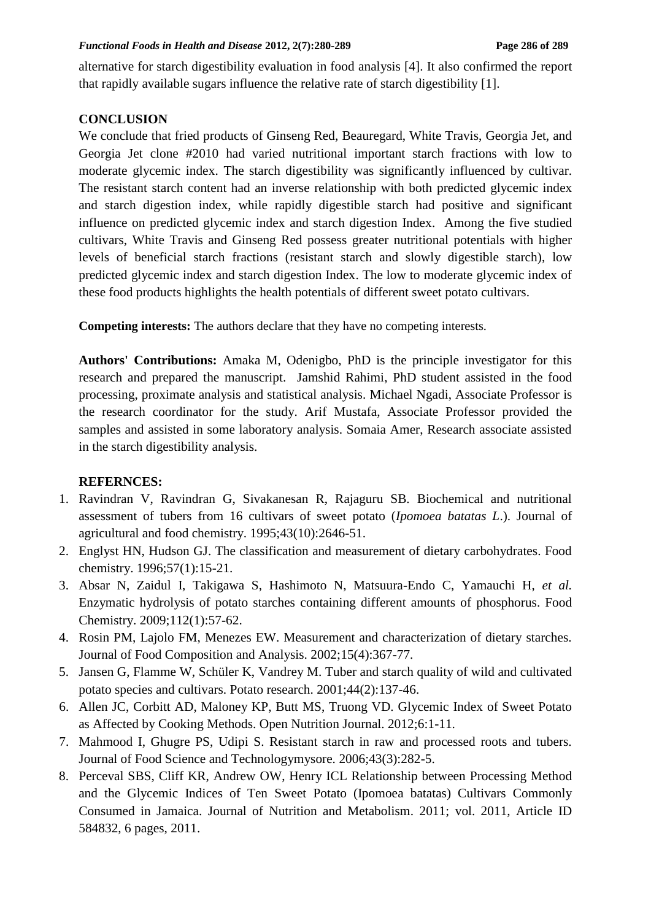alternative for starch digestibility evaluation in food analysis [4]. It also confirmed the report that rapidly available sugars influence the relative rate of starch digestibility [1].

## CONCLUSION

We conclude that fried products of Ginseng Red, Beauregard, White Travis, Georgia Jet, and Georgia Jet clone #2010 had varied nutritional important starch fractions with low to moderate glycemic index. The starch digestibility was significantly influenced by cultivar. The resistant starch content had an inverse relationship with both predicted glycemic index and starch digestion index, while rapidly digestible starch had positive and significant influence on predicted glycemic index and starch digestion Index. Among the five studied cultivars, White Travis and Ginseng Red possess greater nutritional potentials with higher levels of beneficial starch fractions (resistant starch and slowly digestible starch), low predicted glycemic index and starch digestion Index. The low to moderate glycemic index of these food products highlights the health potentials of different sweet potato cultivars.

**Competing interests:** The authors declare that they have no competing interests.

**Authors' Contributions:** Amaka M, Odenigbo, PhD is the principle investigator for this research and prepared the manuscript. Jamshid Rahimi, PhD student assisted in the food processing, proximate analysis and statistical analysis. Michael Ngadi, Associate Professor is the research coordinator for the study. Arif Mustafa, Associate Professor provided the samples and assisted in some laboratory analysis. Somaia Amer, Research associate assisted in the starch digestibility analysis.

## REFERNCES:

1. Ravindran V, Ravindran G, Sivakanesan R, Rajaguru SB. Biochemical and nutritional assessment of tubers from 16 cultivars of sweet potato (*Ipomoea batatas L*.). Journal of agricultural and food chemistry. 1995;43(10):2646-51.
2. Englyst HN, Hudson GJ. The classification and measurement of dietary carbohydrates. Food chemistry. 1996;57(1):15-21.
3. Absar N, Zaidul I, Takigawa S, Hashimoto N, Matsuura-Endo C, Yamauchi H, *et al.* Enzymatic hydrolysis of potato starches containing different amounts of phosphorus. Food Chemistry. 2009;112(1):57-62.
4. Rosin PM, Lajolo FM, Menezes EW. Measurement and characterization of dietary starches. Journal of Food Composition and Analysis. 2002;15(4):367-77.
5. Jansen G, Flamme W, Schüler K, Vandrey M. Tuber and starch quality of wild and cultivated potato species and cultivars. Potato research. 2001;44(2):137-46.
6. Allen JC, Corbitt AD, Maloney KP, Butt MS, Truong VD. Glycemic Index of Sweet Potato as Affected by Cooking Methods. Open Nutrition Journal. 2012;6:1-11.
7. Mahmood I, Ghugre PS, Udipi S. Resistant starch in raw and processed roots and tubers. Journal of Food Science and Technologymysore. 2006;43(3):282-5.
8. Perceval SBS, Cliff KR, Andrew OW, Henry ICL Relationship between Processing Method and the Glycemic Indices of Ten Sweet Potato (Ipomoea batatas) Cultivars Commonly Consumed in Jamaica. Journal of Nutrition and Metabolism. 2011; vol. 2011, Article ID 584832, 6 pages, 2011.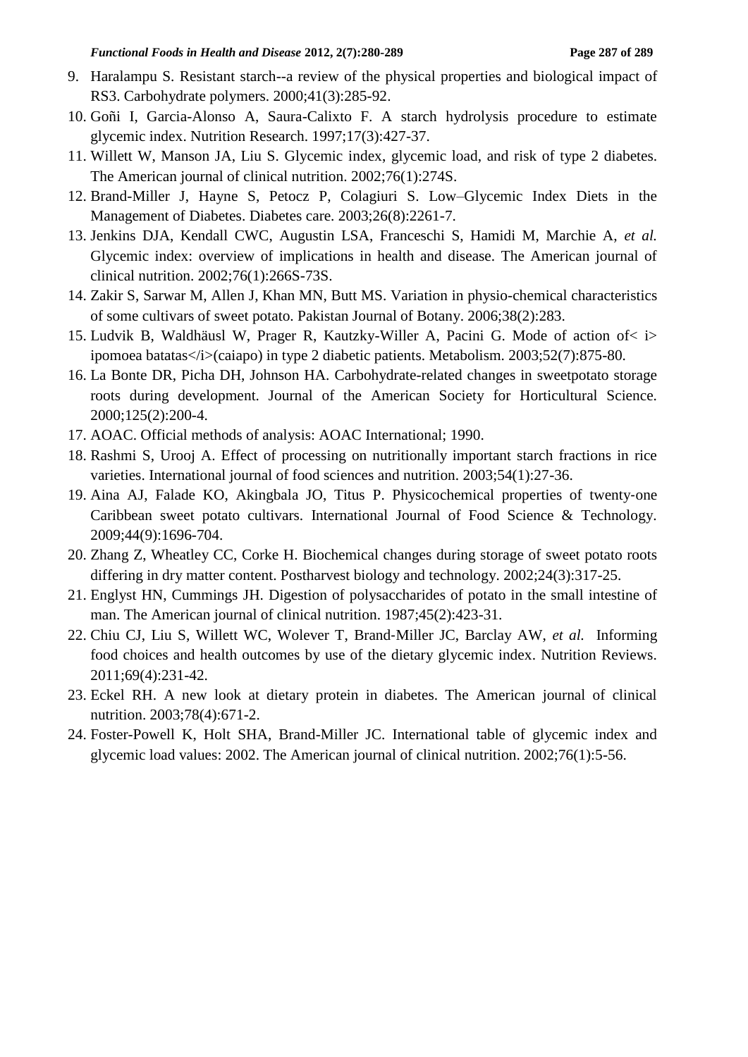9. Haralampu S. Resistant starch--a review of the physical properties and biological impact of RS3. Carbohydrate polymers. 2000;41(3):285-92.
10. Goñi I, Garcia-Alonso A, Saura-Calixto F. A starch hydrolysis procedure to estimate glycemic index. Nutrition Research. 1997;17(3):427-37.
11. Willett W, Manson JA, Liu S. Glycemic index, glycemic load, and risk of type 2 diabetes. The American journal of clinical nutrition. 2002;76(1):274S.
12. Brand-Miller J, Hayne S, Petocz P, Colagiuri S. Low–Glycemic Index Diets in the Management of Diabetes. Diabetes care. 2003;26(8):2261-7.
13. Jenkins DJA, Kendall CWC, Augustin LSA, Franceschi S, Hamidi M, Marchie A, *et al.* Glycemic index: overview of implications in health and disease. The American journal of clinical nutrition. 2002;76(1):266S-73S.
14. Zakir S, Sarwar M, Allen J, Khan MN, Butt MS. Variation in physio-chemical characteristics of some cultivars of sweet potato. Pakistan Journal of Botany. 2006;38(2):283.
15. Ludvik B, Waldhäusl W, Prager R, Kautzky-Willer A, Pacini G. Mode of action of< i> ipomoea batatas</i>(caiapo) in type 2 diabetic patients. Metabolism. 2003;52(7):875-80.
16. La Bonte DR, Picha DH, Johnson HA. Carbohydrate-related changes in sweetpotato storage roots during development. Journal of the American Society for Horticultural Science. 2000;125(2):200-4.
17. AOAC. Official methods of analysis: AOAC International; 1990.
18. Rashmi S, Urooj A. Effect of processing on nutritionally important starch fractions in rice varieties. International journal of food sciences and nutrition. 2003;54(1):27-36.
19. Aina AJ, Falade KO, Akingbala JO, Titus P. Physicochemical properties of twenty-one Caribbean sweet potato cultivars. International Journal of Food Science & Technology. 2009;44(9):1696-704.
20. Zhang Z, Wheatley CC, Corke H. Biochemical changes during storage of sweet potato roots differing in dry matter content. Postharvest biology and technology. 2002;24(3):317-25.
21. Englyst HN, Cummings JH. Digestion of polysaccharides of potato in the small intestine of man. The American journal of clinical nutrition. 1987;45(2):423-31.
22. Chiu CJ, Liu S, Willett WC, Wolever T, Brand-Miller JC, Barclay AW, *et al.* Informing food choices and health outcomes by use of the dietary glycemic index. Nutrition Reviews. 2011;69(4):231-42.
23. Eckel RH. A new look at dietary protein in diabetes. The American journal of clinical nutrition. 2003;78(4):671-2.
24. Foster-Powell K, Holt SHA, Brand-Miller JC. International table of glycemic index and glycemic load values: 2002. The American journal of clinical nutrition. 2002;76(1):5-56.